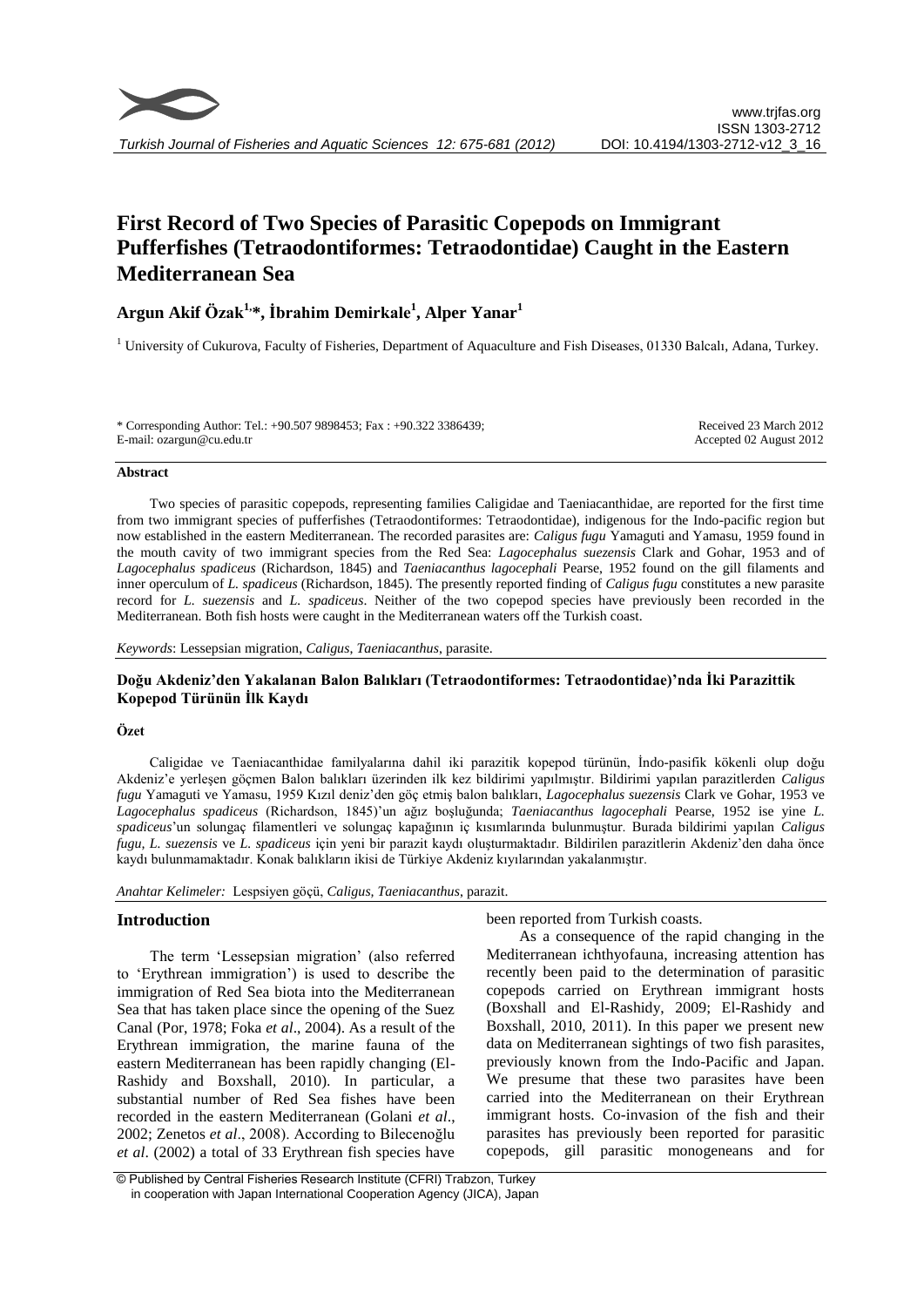# First Record of Two Species of Parasitic Copepods on Immigrant Pufferfishes (Tetraodontiformes: Tetraodontidae) Caught in the Eastern Mediterranean Sea

**Argun Akif Özak[1,*], İbrahim Demirkale[1], Alper Yanar[1]**

[1] University of Cukurova, Faculty of Fisheries, Department of Aquaculture and Fish Diseases, 01330 Balcalı, Adana, Turkey.

\* Corresponding Author: Tel.: +90.507 9898453; Fax : +90.322 3386439;
E-mail: ozargun@cu.edu.tr

Received 23 March 2012
Accepted 02 August 2012

## Abstract

Two species of parasitic copepods, representing families Caligidae and Taeniacanthidae, are reported for the first time from two immigrant species of pufferfishes (Tetraodontiformes: Tetraodontidae), indigenous for the Indo-pacific region but now established in the eastern Mediterranean. The recorded parasites are: *Caligus fugu* Yamaguti and Yamasu, 1959 found in the mouth cavity of two immigrant species from the Red Sea: *Lagocephalus suezensis* Clark and Gohar, 1953 and of *Lagocephalus spadiceus* (Richardson, 1845) and *Taeniacanthus lagocephali* Pearse, 1952 found on the gill filaments and inner operculum of *L. spadiceus* (Richardson, 1845). The presently reported finding of *Caligus fugu* constitutes a new parasite record for *L. suezensis* and *L. spadiceus*. Neither of the two copepod species have previously been recorded in the Mediterranean. Both fish hosts were caught in the Mediterranean waters off the Turkish coast.

*Keywords*: Lessepsian migration, *Caligus*, *Taeniacanthus*, parasite.

### Doğu Akdeniz'den Yakalanan Balon Balıkları (Tetraodontiformes: Tetraodontidae)'nda İki Parazittik Kopepod Türünün İlk Kaydı

**Özet**

Caligidae ve Taeniacanthidae familyalarına dahil iki parazitik kopepod türünün, İndo-pasifik kökenli olup doğu Akdeniz'e yerleşen göçmen Balon balıkları üzerinden ilk kez bildirimi yapılmıştır. Bildirimi yapılan parazitlerden *Caligus fugu* Yamaguti ve Yamasu, 1959 Kızıl deniz'den göç etmiş balon balıkları, *Lagocephalus suezensis* Clark ve Gohar, 1953 ve *Lagocephalus spadiceus* (Richardson, 1845)'un ağız boşluğunda; *Taeniacanthus lagocephali* Pearse, 1952 ise yine *L. spadiceus*'un solungaç filamentleri ve solungaç kapağının iç kısımlarında bulunmuştur. Burada bildirimi yapılan *Caligus fugu, L. suezensis* ve *L. spadiceus* için yeni bir parazit kaydı oluşturmaktadır. Bildirilen parazitlerin Akdeniz'den daha önce kaydı bulunmamaktadır. Konak balıkların ikisi de Türkiye Akdeniz kıyılarından yakalanmıştır.

*Anahtar Kelimeler:* Lespsiyen göçü, *Caligus, Taeniacanthus*, parazit.

## Introduction

The term 'Lessepsian migration' (also referred to 'Erythrean immigration') is used to describe the immigration of Red Sea biota into the Mediterranean Sea that has taken place since the opening of the Suez Canal (Por, 1978; Foka *et al*., 2004). As a result of the Erythrean immigration, the marine fauna of the eastern Mediterranean has been rapidly changing (El-Rashidy and Boxshall, 2010). In particular, a substantial number of Red Sea fishes have been recorded in the eastern Mediterranean (Golani *et al*., 2002; Zenetos *et al*., 2008). According to Bilecenoğlu *et al*. (2002) a total of 33 Erythrean fish species have been reported from Turkish coasts.

As a consequence of the rapid changing in the Mediterranean ichthyofauna, increasing attention has recently been paid to the determination of parasitic copepods carried on Erythrean immigrant hosts (Boxshall and El-Rashidy, 2009; El-Rashidy and Boxshall, 2010, 2011). In this paper we present new data on Mediterranean sightings of two fish parasites, previously known from the Indo-Pacific and Japan. We presume that these two parasites have been carried into the Mediterranean on their Erythrean immigrant hosts. Co-invasion of the fish and their parasites has previously been reported for parasitic copepods, gill parasitic monogeneans and for

© Published by Central Fisheries Research Institute (CFRI) Trabzon, Turkey in cooperation with Japan International Cooperation Agency (JICA), Japan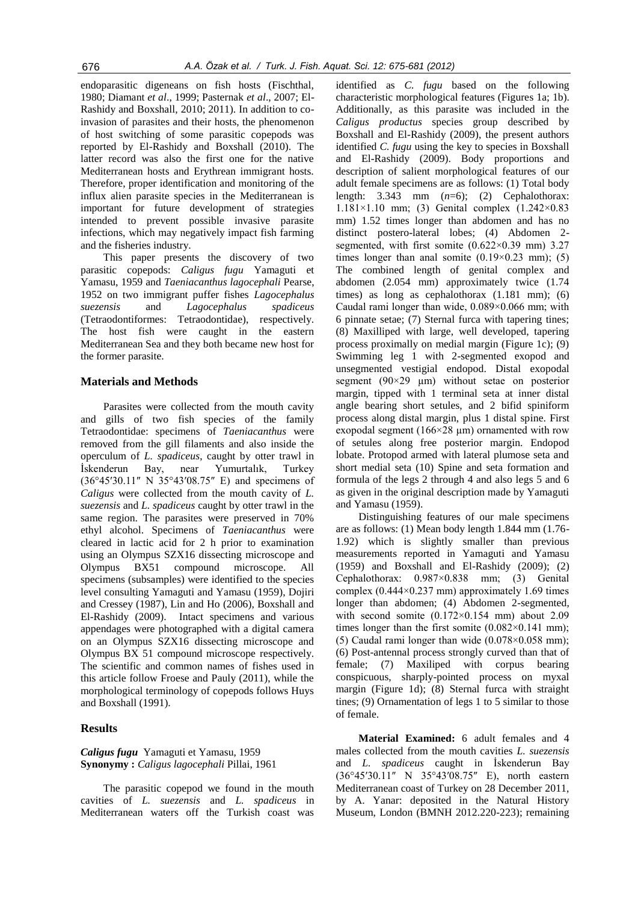endoparasitic digeneans on fish hosts (Fischthal, 1980; Diamant *et al*., 1999; Pasternak *et al*., 2007; El-Rashidy and Boxshall, 2010; 2011). In addition to co-invasion of parasites and their hosts, the phenomenon of host switching of some parasitic copepods was reported by El-Rashidy and Boxshall (2010). The latter record was also the first one for the native Mediterranean hosts and Erythrean immigrant hosts. Therefore, proper identification and monitoring of the influx alien parasite species in the Mediterranean is important for future development of strategies intended to prevent possible invasive parasite infections, which may negatively impact fish farming and the fisheries industry.

This paper presents the discovery of two parasitic copepods: *Caligus fugu* Yamaguti et Yamasu, 1959 and *Taeniacanthus lagocephali* Pearse, 1952 on two immigrant puffer fishes *Lagocephalus suezensis* and *Lagocephalus spadiceus* (Tetraodontiformes: Tetraodontidae), respectively. The host fish were caught in the eastern Mediterranean Sea and they both became new host for the former parasite.

## Materials and Methods

Parasites were collected from the mouth cavity and gills of two fish species of the family Tetraodontidae: specimens of *Taeniacanthus* were removed from the gill filaments and also inside the operculum of *L. spadiceus*, caught by otter trawl in İskenderun Bay, near Yumurtalık, Turkey (36°45′30.11″ N 35°43′08.75″ E) and specimens of *Caligus* were collected from the mouth cavity of *L. suezensis* and *L. spadiceus* caught by otter trawl in the same region. The parasites were preserved in 70% ethyl alcohol. Specimens of *Taeniacanthus* were cleared in lactic acid for 2 h prior to examination using an Olympus SZX16 dissecting microscope and Olympus BX51 compound microscope. All specimens (subsamples) were identified to the species level consulting Yamaguti and Yamasu (1959), Dojiri and Cressey (1987), Lin and Ho (2006), Boxshall and El-Rashidy (2009). Intact specimens and various appendages were photographed with a digital camera on an Olympus SZX16 dissecting microscope and Olympus BX 51 compound microscope respectively. The scientific and common names of fishes used in this article follow Froese and Pauly (2011), while the morphological terminology of copepods follows Huys and Boxshall (1991).

## Results

***Caligus fugu*** **Yamaguti et Yamasu, 1959**
**Synonymy :** *Caligus lagocephali* Pillai, 1961

The parasitic copepod we found in the mouth cavities of *L. suezensis* and *L. spadiceus* in Mediterranean waters off the Turkish coast was identified as *C. fugu* based on the following characteristic morphological features (Figures 1a; 1b). Additionally, as this parasite was included in the *Caligus productus* species group described by Boxshall and El-Rashidy (2009), the present authors identified *C. fugu* using the key to species in Boxshall and El-Rashidy (2009). Body proportions and description of salient morphological features of our adult female specimens are as follows: (1) Total body length: 3.343 mm (*n*=6); (2) Cephalothorax: 1.181×1.10 mm; (3) Genital complex (1.242×0.83 mm) 1.52 times longer than abdomen and has no distinct postero-lateral lobes; (4) Abdomen 2-segmented, with first somite (0.622×0.39 mm) 3.27 times longer than anal somite (0.19×0.23 mm); (5) The combined length of genital complex and abdomen (2.054 mm) approximately twice (1.74 times) as long as cephalothorax (1.181 mm); (6) Caudal rami longer than wide, 0.089×0.066 mm; with 6 pinnate setae; (7) Sternal furca with tapering tines; (8) Maxilliped with large, well developed, tapering process proximally on medial margin (Figure 1c); (9) Swimming leg 1 with 2-segmented exopod and unsegmented vestigial endopod. Distal exopodal segment (90×29 μm) without setae on posterior margin, tipped with 1 terminal seta at inner distal angle bearing short setules, and 2 bifid spiniform process along distal margin, plus 1 distal spine. First exopodal segment (166×28 μm) ornamented with row of setules along free posterior margin. Endopod lobate. Protopod armed with lateral plumose seta and short medial seta (10) Spine and seta formation and formula of the legs 2 through 4 and also legs 5 and 6 as given in the original description made by Yamaguti and Yamasu (1959).

Distinguishing features of our male specimens are as follows: (1) Mean body length 1.844 mm (1.76-1.92) which is slightly smaller than previous measurements reported in Yamaguti and Yamasu (1959) and Boxshall and El-Rashidy (2009); (2) Cephalothorax: 0.987×0.838 mm; (3) Genital complex (0.444×0.237 mm) approximately 1.69 times longer than abdomen; (4) Abdomen 2-segmented, with second somite (0.172×0.154 mm) about 2.09 times longer than the first somite (0.082×0.141 mm); (5) Caudal rami longer than wide (0.078×0.058 mm); (6) Post-antennal process strongly curved than that of female; (7) Maxiliped with corpus bearing conspicuous, sharply-pointed process on myxal margin (Figure 1d); (8) Sternal furca with straight tines; (9) Ornamentation of legs 1 to 5 similar to those of female.

**Material Examined:** 6 adult females and 4 males collected from the mouth cavities *L. suezensis* and *L. spadiceus* caught in İskenderun Bay (36°45′30.11″ N 35°43′08.75″ E), north eastern Mediterranean coast of Turkey on 28 December 2011, by A. Yanar: deposited in the Natural History Museum, London (BMNH 2012.220-223); remaining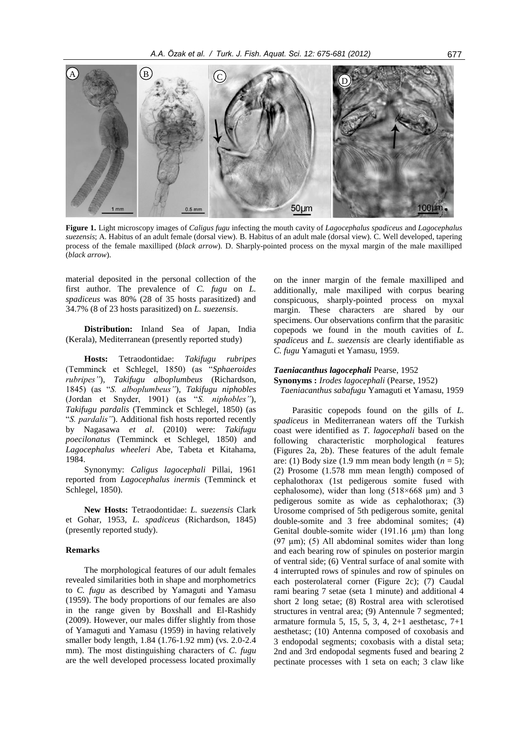**Figure 1.** Light microscopy images of *Caligus fugu* infecting the mouth cavity of *Lagocephalus spadiceus* and *Lagocephalus suezensis*; A. Habitus of an adult female (dorsal view). B. Habitus of an adult male (dorsal view). C. Well developed, tapering process of the female maxilliped (*black arrow*). D. Sharply-pointed process on the myxal margin of the male maxilliped (*black arrow*).

material deposited in the personal collection of the first author. The prevalence of *C. fugu* on *L. spadiceus* was 80% (28 of 35 hosts parasitized) and 34.7% (8 of 23 hosts parasitized) on *L. suezensis*.

**Distribution:** Inland Sea of Japan, India (Kerala), Mediterranean (presently reported study)

**Hosts:** Tetraodontidae: *Takifugu rubripes* (Temminck et Schlegel, 1850) (as "*Sphaeroides rubripes"*), *Takifugu alboplumbeus* (Richardson, 1845) (as "*S. alboplumbeus"*), *Takifugu niphobles* (Jordan et Snyder, 1901) (as "*S. niphobles"*), *Takifugu pardalis* (Temminck et Schlegel, 1850) (as "*S. pardalis"*). Additional fish hosts reported recently by Nagasawa *et al*. (2010) were: *Takifugu poecilonatus* (Temminck et Schlegel, 1850) and *Lagocephalus wheeleri* Abe, Tabeta et Kitahama, 1984.

Synonymy: *Caligus lagocephali* Pillai, 1961 reported from *Lagocephalus inermis* (Temminck et Schlegel, 1850).

**New Hosts:** Tetraodontidae: *L. suezensis* Clark et Gohar, 1953, *L. spadiceus* (Richardson, 1845) (presently reported study).

#### Remarks

The morphological features of our adult females revealed similarities both in shape and morphometrics to *C. fugu* as described by Yamaguti and Yamasu (1959). The body proportions of our females are also in the range given by Boxshall and El-Rashidy (2009). However, our males differ slightly from those of Yamaguti and Yamasu (1959) in having relatively smaller body length, 1.84 (1.76-1.92 mm) (vs. 2.0-2.4 mm). The most distinguishing characters of *C. fugu* are the well developed processess located proximally on the inner margin of the female maxilliped and additionally, male maxiliped with corpus bearing conspicuous, sharply-pointed process on myxal margin. These characters are shared by our specimens. Our observations confirm that the parasitic copepods we found in the mouth cavities of *L. spadiceus* and *L. suezensis* are clearly identifiable as *C. fugu* Yamaguti et Yamasu, 1959.

#### *Taeniacanthus lagocephali* Pearse, 1952

**Synonyms :** *Irodes lagocephali* (Pearse, 1952)
*Taeniacanthus sabafugu* Yamaguti et Yamasu, 1959

Parasitic copepods found on the gills of *L. spadiceus* in Mediterranean waters off the Turkish coast were identified as *T. lagocephali* based on the following characteristic morphological features (Figures 2a, 2b). These features of the adult female are: (1) Body size (1.9 mm mean body length ($n = 5$); (2) Prosome (1.578 mm mean length) composed of cephalothorax (1st pedigerous somite fused with cephalosome), wider than long (518×668 µm) and 3 pedigerous somite as wide as cephalothorax; (3) Urosome comprised of 5th pedigerous somite, genital double-somite and 3 free abdominal somites; (4) Genital double-somite wider (191.16 µm) than long (97 µm); (5) All abdominal somites wider than long and each bearing row of spinules on posterior margin of ventral side; (6) Ventral surface of anal somite with 4 interrupted rows of spinules and row of spinules on each posterolateral corner (Figure 2c); (7) Caudal rami bearing 7 setae (seta 1 minute) and additional 4 short 2 long setae; (8) Rostral area with sclerotised structures in ventral area; (9) Antennule 7 segmented; armature formula 5, 15, 5, 3, 4, 2+1 aesthetasc, 7+1 aesthetasc; (10) Antenna composed of coxobasis and 3 endopodal segments; coxobasis with a distal seta; 2nd and 3rd endopodal segments fused and bearing 2 pectinate processes with 1 seta on each; 3 claw like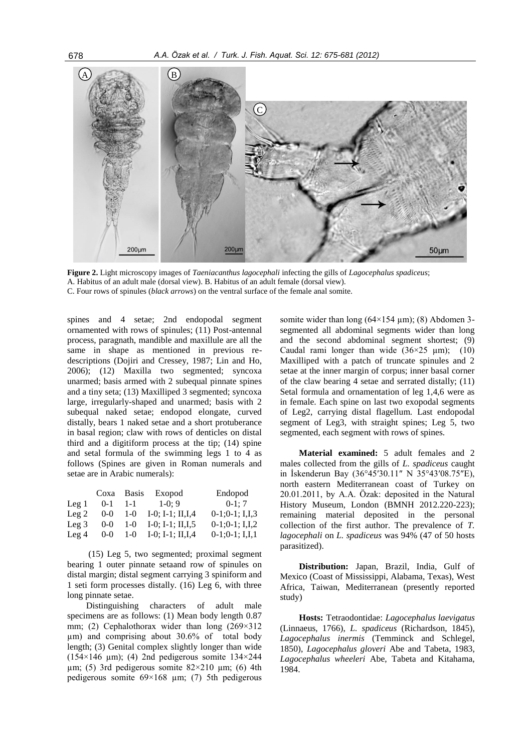**Figure 2.** Light microscopy images of *Taeniacanthus lagocephali* infecting the gills of *Lagocephalus spadiceus*; A. Habitus of an adult male (dorsal view). B. Habitus of an adult female (dorsal view). C. Four rows of spinules (*black arrows*) on the ventral surface of the female anal somite.

spines and 4 setae; 2nd endopodal segment ornamented with rows of spinules; (11) Post-antennal process, paragnath, mandible and maxillule are all the same in shape as mentioned in previous re-descriptions (Dojiri and Cressey, 1987; Lin and Ho, 2006); (12) Maxilla two segmented; syncoxa unarmed; basis armed with 2 subequal pinnate spines and a tiny seta; (13) Maxilliped 3 segmented; syncoxa large, irregularly-shaped and unarmed; basis with 2 subequal naked setae; endopod elongate, curved distally, bears 1 naked setae and a short protuberance in basal region; claw with rows of denticles on distal third and a digitiform process at the tip; (14) spine and setal formula of the swimming legs 1 to 4 as follows (Spines are given in Roman numerals and setae are in Arabic numerals):

| | Coxa | Basis | Exopod | Endopod |
|---|---|---|---|---|
| Leg 1 | 0-1 | 1-1 | 1-0; 9 | 0-1; 7 |
| Leg 2 | 0-0 | 1-0 | I-0; I-1; II,I,4 | 0-1;0-1; I,I,3 |
| Leg 3 | 0-0 | 1-0 | I-0; I-1; II,I,5 | 0-1;0-1; I,I,2 |
| Leg 4 | 0-0 | 1-0 | I-0; I-1; II,I,4 | 0-1;0-1; I,I,1 |

(15) Leg 5, two segmented; proximal segment bearing 1 outer pinnate setaand row of spinules on distal margin; distal segment carrying 3 spiniform and 1 seti form processes distally. (16) Leg 6, with three long pinnate setae.

Distinguishing characters of adult male specimens are as follows: (1) Mean body length 0.87 mm; (2) Cephalothorax wider than long (269×312 µm) and comprising about 30.6% of total body length; (3) Genital complex slightly longer than wide (154×146 µm); (4) 2nd pedigerous somite 134×244 µm; (5) 3rd pedigerous somite 82×210 µm; (6) 4th pedigerous somite 69×168 µm; (7) 5th pedigerous somite wider than long (64×154 µm); (8) Abdomen 3-segmented all abdominal segments wider than long and the second abdominal segment shortest; (9) Caudal rami longer than wide (36×25 µm); (10) Maxilliped with a patch of truncate spinules and 2 setae at the inner margin of corpus; inner basal corner of the claw bearing 4 setae and serrated distally; (11) Setal formula and ornamentation of leg 1,4,6 were as in female. Each spine on last two exopodal segments of Leg2, carrying distal flagellum. Last endopodal segment of Leg3, with straight spines; Leg 5, two segmented, each segment with rows of spines.

**Material examined:** 5 adult females and 2 males collected from the gills of *L. spadiceus* caught in İskenderun Bay (36°45′30.11″ N 35°43′08.75″E), north eastern Mediterranean coast of Turkey on 20.01.2011, by A.A. Özak: deposited in the Natural History Museum, London (BMNH 2012.220-223); remaining material deposited in the personal collection of the first author. The prevalence of *T. lagocephali* on *L. spadiceus* was 94% (47 of 50 hosts parasitized).

**Distribution:** Japan, Brazil, India, Gulf of Mexico (Coast of Mississippi, Alabama, Texas), West Africa, Taiwan, Mediterranean (presently reported study)

**Hosts:** Tetraodontidae: *Lagocephalus laevigatus* (Linnaeus, 1766), *L. spadiceus* (Richardson, 1845), *Lagocephalus inermis* (Temminck and Schlegel, 1850), *Lagocephalus gloveri* Abe and Tabeta, 1983, *Lagocephalus wheeleri* Abe, Tabeta and Kitahama, 1984.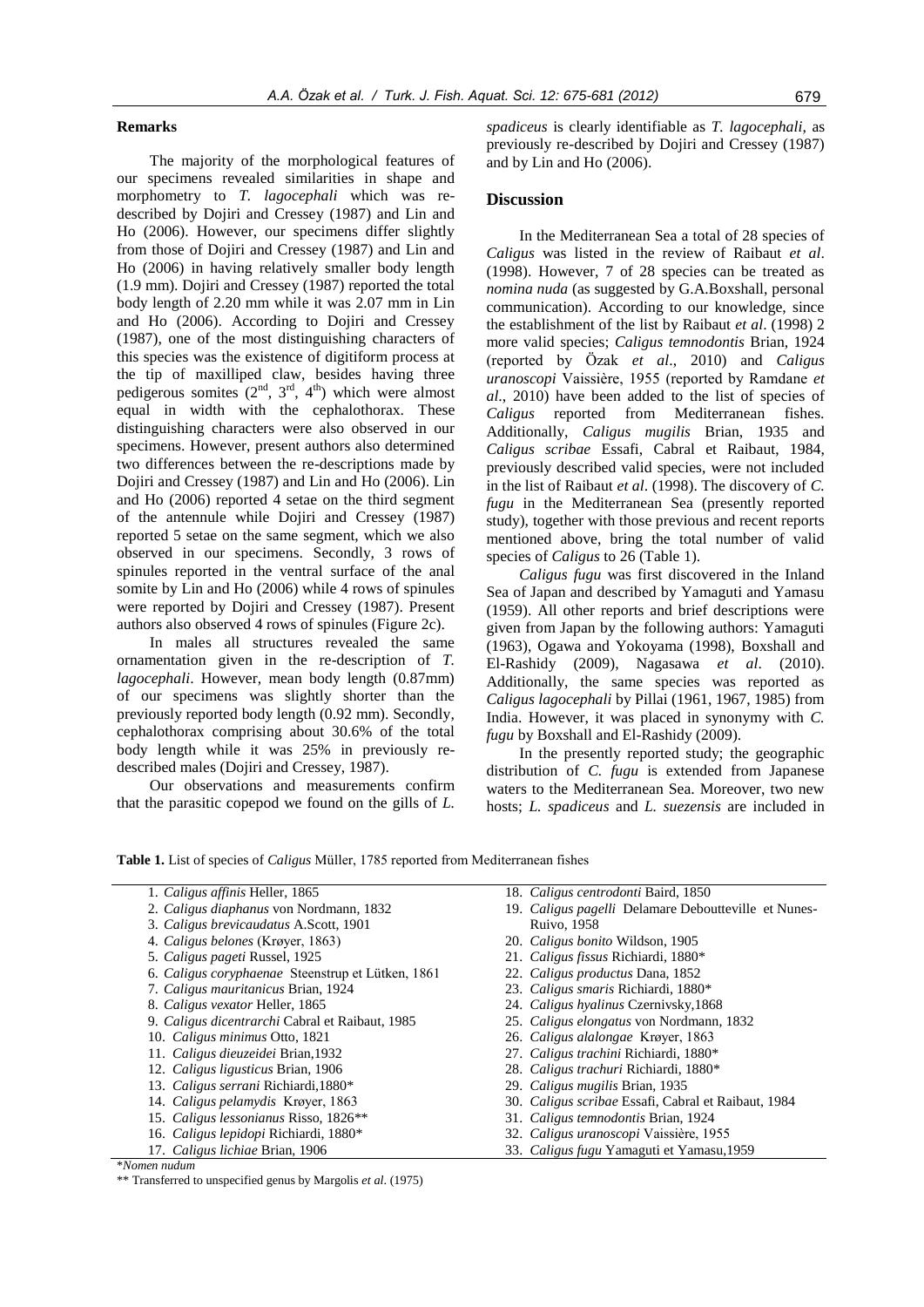### Remarks

The majority of the morphological features of our specimens revealed similarities in shape and morphometry to *T. lagocephali* which was re-described by Dojiri and Cressey (1987) and Lin and Ho (2006). However, our specimens differ slightly from those of Dojiri and Cressey (1987) and Lin and Ho (2006) in having relatively smaller body length (1.9 mm). Dojiri and Cressey (1987) reported the total body length of 2.20 mm while it was 2.07 mm in Lin and Ho (2006). According to Dojiri and Cressey (1987), one of the most distinguishing characters of this species was the existence of digitiform process at the tip of maxilliped claw, besides having three pedigerous somites ($2^{nd}$, $3^{rd}$, $4^{th}$) which were almost equal in width with the cephalothorax. These distinguishing characters were also observed in our specimens. However, present authors also determined two differences between the re-descriptions made by Dojiri and Cressey (1987) and Lin and Ho (2006). Lin and Ho (2006) reported 4 setae on the third segment of the antennule while Dojiri and Cressey (1987) reported 5 setae on the same segment, which we also observed in our specimens. Secondly, 3 rows of spinules reported in the ventral surface of the anal somite by Lin and Ho (2006) while 4 rows of spinules were reported by Dojiri and Cressey (1987). Present authors also observed 4 rows of spinules (Figure 2c).

In males all structures revealed the same ornamentation given in the re-description of *T. lagocephali*. However, mean body length (0.87mm) of our specimens was slightly shorter than the previously reported body length (0.92 mm). Secondly, cephalothorax comprising about 30.6% of the total body length while it was 25% in previously re-described males (Dojiri and Cressey, 1987).

Our observations and measurements confirm that the parasitic copepod we found on the gills of *L. spadiceus* is clearly identifiable as *T. lagocephali*, as previously re-described by Dojiri and Cressey (1987) and by Lin and Ho (2006).

## Discussion

In the Mediterranean Sea a total of 28 species of *Caligus* was listed in the review of Raibaut *et al*. (1998). However, 7 of 28 species can be treated as *nomina nuda* (as suggested by G.A.Boxshall, personal communication). According to our knowledge, since the establishment of the list by Raibaut *et al*. (1998) 2 more valid species; *Caligus temnodontis* Brian, 1924 (reported by Özak *et al*., 2010) and *Caligus uranoscopi* Vaissière, 1955 (reported by Ramdane *et al*., 2010) have been added to the list of species of *Caligus* reported from Mediterranean fishes. Additionally, *Caligus mugilis* Brian, 1935 and *Caligus scribae* Essafi, Cabral et Raibaut, 1984, previously described valid species, were not included in the list of Raibaut *et al*. (1998). The discovery of *C. fugu* in the Mediterranean Sea (presently reported study), together with those previous and recent reports mentioned above, bring the total number of valid species of *Caligus* to 26 (Table 1).

*Caligus fugu* was first discovered in the Inland Sea of Japan and described by Yamaguti and Yamasu (1959). All other reports and brief descriptions were given from Japan by the following authors: Yamaguti (1963), Ogawa and Yokoyama (1998), Boxshall and El-Rashidy (2009), Nagasawa *et al*. (2010). Additionally, the same species was reported as *Caligus lagocephali* by Pillai (1961, 1967, 1985) from India. However, it was placed in synonymy with *C. fugu* by Boxshall and El-Rashidy (2009).

In the presently reported study; the geographic distribution of *C. fugu* is extended from Japanese waters to the Mediterranean Sea. Moreover, two new hosts; *L. spadiceus* and *L. suezensis* are included in

**Table 1.** List of species of *Caligus* Müller, 1785 reported from Mediterranean fishes

| | |
|---|---|
| 1. *Caligus affinis* Heller, 1865 | 18. *Caligus centrodonti* Baird, 1850 |
| 2. *Caligus diaphanus* von Nordmann, 1832 | 19. *Caligus pagelli* Delamare Deboutteville et Nunes-Ruivo, 1958 |
| 3. *Caligus brevicaudatus* A.Scott, 1901 | 20. *Caligus bonito* Wildson, 1905 |
| 4. *Caligus belones* (Krøyer, 1863) | 21. *Caligus fissus* Richiardi, 1880* |
| 5. *Caligus pageti* Russel, 1925 | 22. *Caligus productus* Dana, 1852 |
| 6. *Caligus coryphaenae* Steenstrup et Lütken, 1861 | 23. *Caligus smaris* Richiardi, 1880* |
| 7. *Caligus mauritanicus* Brian, 1924 | 24. *Caligus hyalinus* Czernivsky,1868 |
| 8. *Caligus vexator* Heller, 1865 | 25. *Caligus elongatus* von Nordmann, 1832 |
| 9. *Caligus dicentrarchi* Cabral et Raibaut, 1985 | 26. *Caligus alalongae* Krøyer, 1863 |
| 10. *Caligus minimus* Otto, 1821 | 27. *Caligus trachini* Richiardi, 1880* |
| 11. *Caligus dieuzeidei* Brian,1932 | 28. *Caligus trachuri* Richiardi, 1880* |
| 12. *Caligus ligusticus* Brian, 1906 | 29. *Caligus mugilis* Brian, 1935 |
| 13. *Caligus serrani* Richiardi,1880* | 30. *Caligus scribae* Essafi, Cabral et Raibaut, 1984 |
| 14. *Caligus pelamydis* Krøyer, 1863 | 31. *Caligus temnodontis* Brian, 1924 |
| 15. *Caligus lessonianus* Risso, 1826** | 32. *Caligus uranoscopi* Vaissière, 1955 |
| 16. *Caligus lepidopi* Richiardi, 1880* | 33. *Caligus fugu* Yamaguti et Yamasu,1959 |
| 17. *Caligus lichiae* Brian, 1906 | |

\**Nomen nudum*

** Transferred to unspecified genus by Margolis *et al*. (1975)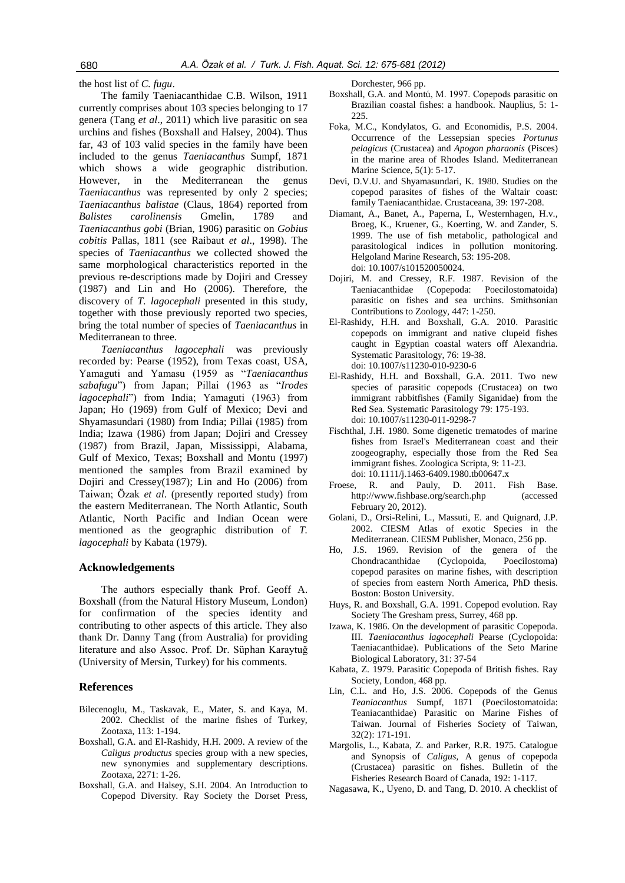the host list of *C. fugu*.

The family Taeniacanthidae C.B. Wilson, 1911 currently comprises about 103 species belonging to 17 genera (Tang *et al*., 2011) which live parasitic on sea urchins and fishes (Boxshall and Halsey, 2004). Thus far, 43 of 103 valid species in the family have been included to the genus *Taeniacanthus* Sumpf, 1871 which shows a wide geographic distribution. However, in the Mediterranean the genus *Taeniacanthus* was represented by only 2 species; *Taeniacanthus balistae* (Claus, 1864) reported from *Balistes carolinensis* Gmelin, 1789 and *Taeniacanthus gobi* (Brian, 1906) parasitic on *Gobius cobitis* Pallas, 1811 (see Raibaut *et al*., 1998). The species of *Taeniacanthus* we collected showed the same morphological characteristics reported in the previous re-descriptions made by Dojiri and Cressey (1987) and Lin and Ho (2006). Therefore, the discovery of *T. lagocephali* presented in this study, together with those previously reported two species, bring the total number of species of *Taeniacanthus* in Mediterranean to three.

*Taeniacanthus lagocephali* was previously recorded by: Pearse (1952), from Texas coast, USA, Yamaguti and Yamasu (1959 as "*Taeniacanthus sabafugu*") from Japan; Pillai (1963 as "*Irodes lagocephali*") from India; Yamaguti (1963) from Japan; Ho (1969) from Gulf of Mexico; Devi and Shyamasundari (1980) from India; Pillai (1985) from India; Izawa (1986) from Japan; Dojiri and Cressey (1987) from Brazil, Japan, Mississippi, Alabama, Gulf of Mexico, Texas; Boxshall and Montu (1997) mentioned the samples from Brazil examined by Dojiri and Cressey(1987); Lin and Ho (2006) from Taiwan; Özak *et al*. (presently reported study) from the eastern Mediterranean. The North Atlantic, South Atlantic, North Pacific and Indian Ocean were mentioned as the geographic distribution of *T. lagocephali* by Kabata (1979).

## Acknowledgements

The authors especially thank Prof. Geoff A. Boxshall (from the Natural History Museum, London) for confirmation of the species identity and contributing to other aspects of this article. They also thank Dr. Danny Tang (from Australia) for providing literature and also Assoc. Prof. Dr. Süphan Karaytuğ (University of Mersin, Turkey) for his comments.

## References

Bilecenoglu, M., Taskavak, E., Mater, S. and Kaya, M. 2002. Checklist of the marine fishes of Turkey, Zootaxa, 113: 1-194.

Boxshall, G.A. and El-Rashidy, H.H. 2009. A review of the *Caligus productus* species group with a new species, new synonymies and supplementary descriptions. Zootaxa, 2271: 1-26.

Boxshall, G.A. and Halsey, S.H. 2004. An Introduction to Copepod Diversity. Ray Society the Dorset Press, Dorchester, 966 pp.

Boxshall, G.A. and Montú, M. 1997. Copepods parasitic on Brazilian coastal fishes: a handbook. Nauplius, 5: 1-225.

Foka, M.C., Kondylatos, G. and Economidis, P.S. 2004. Occurrence of the Lessepsian species *Portunus pelagicus* (Crustacea) and *Apogon pharaonis* (Pisces) in the marine area of Rhodes Island. Mediterranean Marine Science, 5(1): 5-17.

Devi, D.V.U. and Shyamasundari, K. 1980. Studies on the copepod parasites of fishes of the Waltair coast: family Taeniacanthidae. Crustaceana, 39: 197-208.

Diamant, A., Banet, A., Paperna, I., Westernhagen, H.v., Broeg, K., Kruener, G., Koerting, W. and Zander, S. 1999. The use of fish metabolic, pathological and parasitological indices in pollution monitoring. Helgoland Marine Research, 53: 195-208. doi: 10.1007/s101520050024.

Dojiri, M. and Cressey, R.F. 1987. Revision of the Taeniacanthidae (Copepoda: Poecilostomatoida) parasitic on fishes and sea urchins. Smithsonian Contributions to Zoology, 447: 1-250.

El-Rashidy, H.H. and Boxshall, G.A. 2010. Parasitic copepods on immigrant and native clupeid fishes caught in Egyptian coastal waters off Alexandria. Systematic Parasitology, 76: 19-38. doi: 10.1007/s11230-010-9230-6

El-Rashidy, H.H. and Boxshall, G.A. 2011. Two new species of parasitic copepods (Crustacea) on two immigrant rabbitfishes (Family Siganidae) from the Red Sea. Systematic Parasitology 79: 175-193. doi: 10.1007/s11230-011-9298-7

Fischthal, J.H. 1980. Some digenetic trematodes of marine fishes from Israel's Mediterranean coast and their zoogeography, especially those from the Red Sea immigrant fishes. Zoologica Scripta, 9: 11-23. doi: 10.1111/j.1463-6409.1980.tb00647.x

Froese, R. and Pauly, D. 2011. Fish Base. http://www.fishbase.org/search.php (accessed February 20, 2012).

Golani, D., Orsi-Relini, L., Massuti, E. and Quignard, J.P. 2002. CIESM Atlas of exotic Species in the Mediterranean. CIESM Publisher, Monaco, 256 pp.

Ho, J.S. 1969. Revision of the genera of the Chondracanthidae (Cyclopoida, Poecilostoma) copepod parasites on marine fishes, with description of species from eastern North America, PhD thesis. Boston: Boston University.

Huys, R. and Boxshall, G.A. 1991. Copepod evolution. Ray Society The Gresham press, Surrey, 468 pp.

Izawa, K. 1986. On the development of parasitic Copepoda. III. *Taeniacanthus lagocephali* Pearse (Cyclopoida: Taeniacanthidae). Publications of the Seto Marine Biological Laboratory, 31: 37-54

Kabata, Z. 1979. Parasitic Copepoda of British fishes. Ray Society, London, 468 pp.

Lin, C.L. and Ho, J.S. 2006. Copepods of the Genus *Teaniacanthus* Sumpf, 1871 (Poecilostomatoida: Teaniacanthidae) Parasitic on Marine Fishes of Taiwan. Journal of Fisheries Society of Taiwan, 32(2): 171-191.

Margolis, L., Kabata, Z. and Parker, R.R. 1975. Catalogue and Synopsis of *Caligus*, A genus of copepoda (Crustacea) parasitic on fishes. Bulletin of the Fisheries Research Board of Canada, 192: 1-117.

Nagasawa, K., Uyeno, D. and Tang, D. 2010. A checklist of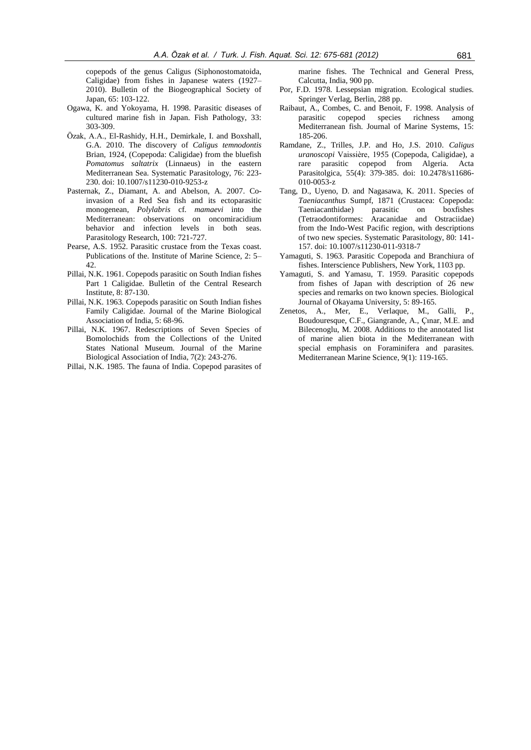copepods of the genus Caligus (Siphonostomatoida, Caligidae) from fishes in Japanese waters (1927–2010). Bulletin of the Biogeographical Society of Japan, 65: 103-122.

Ogawa, K. and Yokoyama, H. 1998. Parasitic diseases of cultured marine fish in Japan. Fish Pathology, 33: 303-309.

Özak, A.A., El-Rashidy, H.H., Demirkale, I. and Boxshall, G.A. 2010. The discovery of *Caligus temnodontis* Brian, 1924, (Copepoda: Caligidae) from the bluefish *Pomatomus saltatrix* (Linnaeus) in the eastern Mediterranean Sea. Systematic Parasitology, 76: 223-230. doi: 10.1007/s11230-010-9253-z

Pasternak, Z., Diamant, A. and Abelson, A. 2007. Co-invasion of a Red Sea fish and its ectoparasitic monogenean, *Polylabris* cf. *mamaevi* into the Mediterranean: observations on oncomiracidium behavior and infection levels in both seas. Parasitology Research, 100: 721-727.

Pearse, A.S. 1952. Parasitic crustace from the Texas coast. Publications of the. Institute of Marine Science, 2: 5–42.

Pillai, N.K. 1961. Copepods parasitic on South Indian fishes Part 1 Caligidae. Bulletin of the Central Research Institute, 8: 87-130.

Pillai, N.K. 1963. Copepods parasitic on South Indian fishes Family Caligidae. Journal of the Marine Biological Association of India, 5: 68-96.

Pillai, N.K. 1967. Redescriptions of Seven Species of Bomolochids from the Collections of the United States National Museum. Journal of the Marine Biological Association of India, 7(2): 243-276.

Pillai, N.K. 1985. The fauna of India. Copepod parasites of marine fishes. The Technical and General Press, Calcutta, India, 900 pp.

Por, F.D. 1978. Lessepsian migration. Ecological studies. Springer Verlag, Berlin, 288 pp.

Raibaut, A., Combes, C. and Benoit, F. 1998. Analysis of parasitic copepod species richness among Mediterranean fish. Journal of Marine Systems, 15: 185-206.

Ramdane, Z., Trilles, J.P. and Ho, J.S. 2010. *Caligus uranoscopi* Vaissière, 1955 (Copepoda, Caligidae), a rare parasitic copepod from Algeria. Acta Parasitolgica, 55(4): 379-385. doi: 10.2478/s11686-010-0053-z

Tang, D., Uyeno, D. and Nagasawa, K. 2011. Species of *Taeniacanthus* Sumpf, 1871 (Crustacea: Copepoda: Taeniacanthidae) parasitic on boxfishes (Tetraodontiformes: Aracanidae and Ostraciidae) from the Indo-West Pacific region, with descriptions of two new species. Systematic Parasitology, 80: 141-157. doi: 10.1007/s11230-011-9318-7

Yamaguti, S. 1963. Parasitic Copepoda and Branchiura of fishes. Interscience Publishers, New York, 1103 pp.

Yamaguti, S. and Yamasu, T. 1959. Parasitic copepods from fishes of Japan with description of 26 new species and remarks on two known species. Biological Journal of Okayama University, 5: 89-165.

Zenetos, A., Mer, E., Verlaque, M., Galli, P., Boudouresque, C.F., Giangrande, A., Çınar, M.E. and Bilecenoglu, M. 2008. Additions to the annotated list of marine alien biota in the Mediterranean with special emphasis on Foraminifera and parasites. Mediterranean Marine Science, 9(1): 119-165.